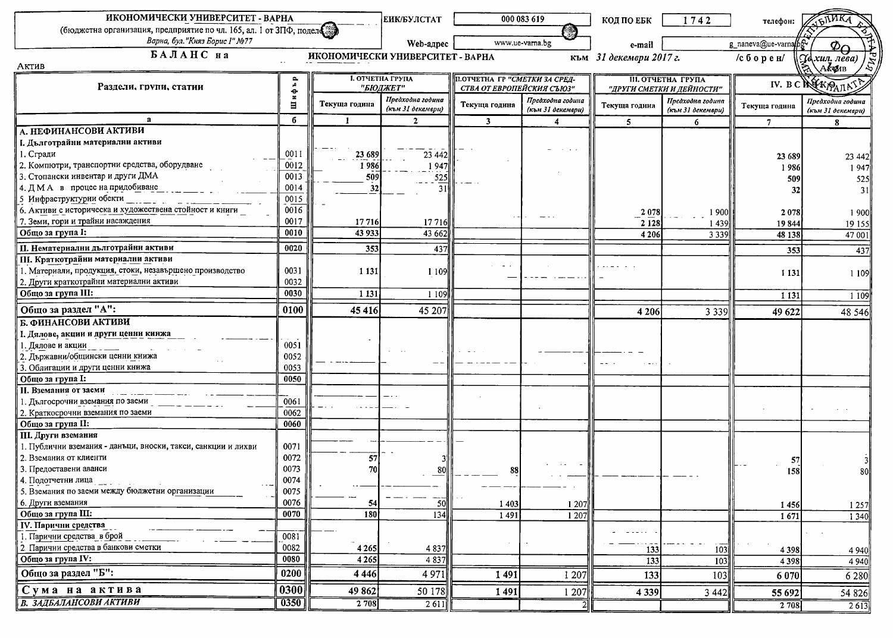**ИКОНОМИЧЕСКИ УНИВЕРСИТЕТ - ВАРНА**
(бюджетна организация, предприятие по чл. 165, ал. 1 от ЗПФ, поделение)
Варна, бул."Княз Борис I" №77

ЕИК/БУЛСТАТ: 000 083 619 | КОД ПО ЕБК: 1742 | телефон:

Web-адрес: www.ue-varna.bg | e-mail: g_naneva@ue-varna.bg

# БАЛАНС на ИКОНОМИЧЕСКИ УНИВЕРСИТЕТ - ВАРНА към *31 декември 2017 г.* /сборен/ (в хил. лева)

Актив

| Раздели, групи, статии | Шифър | I. ОТЧЕТНА ГРУПА "БЮДЖЕТ" | | II. ОТЧЕТНА ГР "СМЕТКИ ЗА СРЕДСТВА ОТ ЕВРОПЕЙСКИЯ СЪЮЗ" | | III. ОТЧЕТНА ГРУПА "ДРУГИ СМЕТКИ И ДЕЙНОСТИ" | | IV. ВСИЧКО | |
|---|---|---|---|---|---|---|---|---|---|
| | | Текуща година | Предходна година (към 31 декември) | Текуща година | Предходна година (към 31 декември) | Текуща година | Предходна година (към 31 декември) | Текуща година | Предходна година (към 31 декември) |
| а | б | 1 | 2 | 3 | 4 | 5 | 6 | 7 | 8 |
| **А. НЕФИНАНСОВИ АКТИВИ** | | | | | | | | | |
| **I. Дълготрайни материални активи** | | | | | | | | | |
| 1. Сгради | 0011 | 23 689 | 23 442 | | | | | 23 689 | 23 442 |
| 2. Компютри, транспортни средства, оборудване | 0012 | 1 986 | 1 947 | | | | | 1 986 | 1 947 |
| 3. Стопански инвентар и други ДМА | 0013 | 509 | 525 | | | | | 509 | 525 |
| 4. Д М А в процес на придобиване | 0014 | 32 | 31 | | | | | 32 | 31 |
| 5. Инфраструктурни обекти | 0015 | | | | | | | | |
| 6. Активи с историческа и художествена стойност и книги | 0016 | | | | | 2 078 | 1 900 | 2 078 | 1 900 |
| 7. Земи, гори и трайни насаждения | 0017 | 17 716 | 17 716 | | | 2 128 | 1 439 | 19 844 | 19 155 |
| **Общо за група I:** | 0010 | 43 933 | 43 662 | | | 4 206 | 3 339 | 48 138 | 47 001 |
| **II. Нематериални дълготрайни активи** | 0020 | 353 | 437 | | | | | 353 | 437 |
| **III. Краткотрайни материални активи** | | | | | | | | | |
| 1. Материали, продукция, стоки, незавършено производство | 0031 | 1 131 | 1 109 | | | | | 1 131 | 1 109 |
| 2. Други краткотрайни материални активи | 0032 | | | | | | | | |
| **Общо за група III:** | 0030 | 1 131 | 1 109 | | | | | 1 131 | 1 109 |
| **Общо за раздел "А":** | 0100 | 45 416 | 45 207 | | | 4 206 | 3 339 | 49 622 | 48 546 |
| **Б. ФИНАНСОВИ АКТИВИ** | | | | | | | | | |
| **I. Дялове, акции и други ценни книжа** | | | | | | | | | |
| 1. Дялове и акции | 0051 | | | | | | | | |
| 2. Държавни/общински ценни книжа | 0052 | | | | | | | | |
| 3. Облигации и други ценни книжа | 0053 | | | | | | | | |
| **Общо за група I:** | 0050 | | | | | | | | |
| **II. Вземания от заеми** | | | | | | | | | |
| 1. Дългосрочни вземания по заеми | 0061 | | | | | | | | |
| 2. Краткосрочни вземания по заеми | 0062 | | | | | | | | |
| **Общо за група II:** | 0060 | | | | | | | | |
| **III. Други вземания** | | | | | | | | | |
| 1. Публични вземания - данъци, вноски, такси, санкции и лихви | 0071 | | | | | | | | |
| 2. Вземания от клиенти | 0072 | 57 | 3 | | | | | 57 | 3 |
| 3. Предоставени аванси | 0073 | 70 | 80 | 88 | | | | 158 | 80 |
| 4. Подотчетни лица | 0074 | | | | | | | | |
| 5. Вземания по заеми между бюджетни организации | 0075 | | | | | | | | |
| 6. Други вземания | 0076 | 54 | 50 | 1 403 | 1 207 | | | 1 456 | 1 257 |
| **Общо за група III:** | 0070 | 180 | 134 | 1 491 | 1 207 | | | 1 671 | 1 340 |
| **IV. Парични средства** | | | | | | | | | |
| 1. Парични средства в брой | 0081 | | | | | | | | |
| 2. Парични средства в банкови сметки | 0082 | 4 265 | 4 837 | | | 133 | 103 | 4 398 | 4 940 |
| **Общо за група IV:** | 0080 | 4 265 | 4 837 | | | 133 | 103 | 4 398 | 4 940 |
| **Общо за раздел "Б":** | 0200 | 4 446 | 4 971 | 1 491 | 1 207 | 133 | 103 | 6 070 | 6 280 |
| **С у м а н а а к т и в а** | 0300 | 49 862 | 50 178 | 1 491 | 1 207 | 4 339 | 3 442 | 55 692 | 54 826 |
| ***В. ЗАДБАЛАНСОВИ АКТИВИ*** | 0350 | 2 708 | 2 611 | | 2 | | | 2 708 | 2 613 |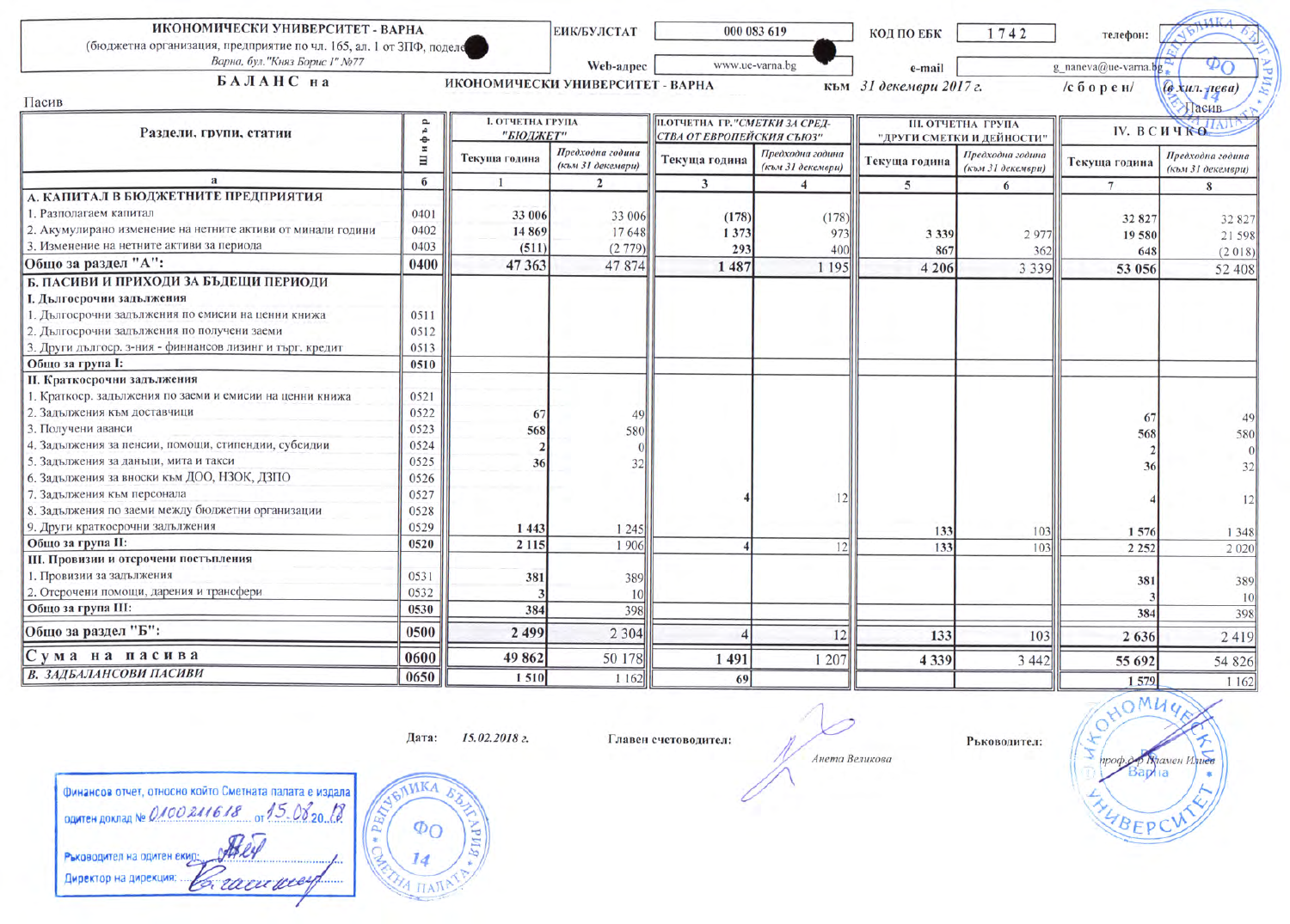**ИКОНОМИЧЕСКИ УНИВЕРСИТЕТ - ВАРНА**
(бюджетна организация, предприятие по чл. 165, ал. 1 от ЗПФ, поделение)
*Варна, бул."Княз Борис I" №77*

ЕИК/БУЛСТАТ: 000 083 619 | КОД ПО ЕБК: 1742 | телефон:
Web-адрес: www.ue-varna.bg | e-mail: g_naneva@ue-varna.bg

**Б А Л А Н С  н а** ИКОНОМИЧЕСКИ УНИВЕРСИТЕТ - ВАРНА към *31 декември 2017 г.* /с б о р е н/ *(в хил. лева)*

Пасив

| Раздели, групи, статии | Шифър | I. ОТЧЕТНА ГРУПА "БЮДЖЕТ" | | II. ОТЧЕТНА ГР. "СМЕТКИ ЗА СРЕДСТВА ОТ ЕВРОПЕЙСКИЯ СЪЮЗ" | | III. ОТЧЕТНА ГРУПА "ДРУГИ СМЕТКИ И ДЕЙНОСТИ" | | IV. ВСИЧКО | |
|---|---|---|---|---|---|---|---|---|---|
| | | Текуща година | Предходна година (към 31 декември) | Текуща година | Предходна година (към 31 декември) | Текуща година | Предходна година (към 31 декември) | Текуща година | Предходна година (към 31 декември) |
| а | б | 1 | 2 | 3 | 4 | 5 | 6 | 7 | 8 |
| **А. КАПИТАЛ В БЮДЖЕТНИТЕ ПРЕДПРИЯТИЯ** | | | | | | | | | |
| 1. Разполагаем капитал | 0401 | 33 006 | 33 006 | (178) | (178) | | | 32 827 | 32 827 |
| 2. Акумулирано изменение на нетните активи от минали години | 0402 | 14 869 | 17 648 | 1 373 | 973 | 3 339 | 2 977 | 19 580 | 21 598 |
| 3. Изменение на нетните активи за периода | 0403 | (511) | (2 779) | 293 | 400 | 867 | 362 | 648 | (2 018) |
| **Общо за раздел "А":** | **0400** | **47 363** | **47 874** | **1 487** | **1 195** | **4 206** | **3 339** | **53 056** | **52 408** |
| **Б. ПАСИВИ И ПРИХОДИ ЗА БЪДЕЩИ ПЕРИОДИ** | | | | | | | | | |
| **I. Дългосрочни задължения** | | | | | | | | | |
| 1. Дългосрочни задължения по емиси на ценни книжа | 0511 | | | | | | | | |
| 2. Дългосрочни задължения по получени заеми | 0512 | | | | | | | | |
| 3. Други дългоср. з-ния - финансов лизинг и търг. кредит | 0513 | | | | | | | | |
| **Общо за група I:** | **0510** | | | | | | | | |
| **II. Краткосрочни задължения** | | | | | | | | | |
| 1. Краткоср. задължения по заеми и емисии на ценни книжа | 0521 | | | | | | | | |
| 2. Задължения към доставчици | 0522 | 67 | 49 | | | | | 67 | 49 |
| 3. Получени аванси | 0523 | 568 | 580 | | | | | 568 | 580 |
| 4. Задължения за пенсии, помощи, стипендии, субсидии | 0524 | 2 | 0 | | | | | 2 | 0 |
| 5. Задължения за данъци, мита и такси | 0525 | 36 | 32 | | | | | 36 | 32 |
| 6. Задължения за вноски към ДОО, НЗОК, ДЗПО | 0526 | | | | | | | | |
| 7. Задължения към персонала | 0527 | | | 4 | 12 | | | 4 | 12 |
| 8. Задължения по заеми между бюджетни организации | 0528 | | | | | | | | |
| 9. Други краткосрочни задължения | 0529 | 1 443 | 1 245 | | | 133 | 103 | 1 576 | 1 348 |
| **Общо за група II:** | **0520** | **2 115** | **1 906** | **4** | **12** | **133** | **103** | **2 252** | **2 020** |
| **III. Провизии и отсрочени постъпления** | | | | | | | | | |
| 1. Провизии за задължения | 0531 | 381 | 389 | | | | | 381 | 389 |
| 2. Отсрочени помощи, дарения и трансфери | 0532 | 3 | 10 | | | | | 3 | 10 |
| **Общо за група III:** | **0530** | **384** | **398** | | | | | **384** | **398** |
| **Общо за раздел "Б":** | **0500** | **2 499** | **2 304** | **4** | **12** | **133** | **103** | **2 636** | **2 419** |
| **С у м а  н а  п а с и в а** | **0600** | **49 862** | **50 178** | **1 491** | **1 207** | **4 339** | **3 442** | **55 692** | **54 826** |
| ***В. ЗАДБАЛАНСОВИ ПАСИВИ*** | **0650** | 1 510 | 1 162 | 69 | | | | 1 579 | 1 162 |

Дата: *15.02.2018 г.*

Главен счетоводител: *Анета Великова*

Ръководител: проф. д-р Пламен Илиев

Финансов отчет, относно който Сметната палата е издала одитен доклад № 0100211618 от 15.08.2018

Ръководител на одитен екип:

Директор на дирекция: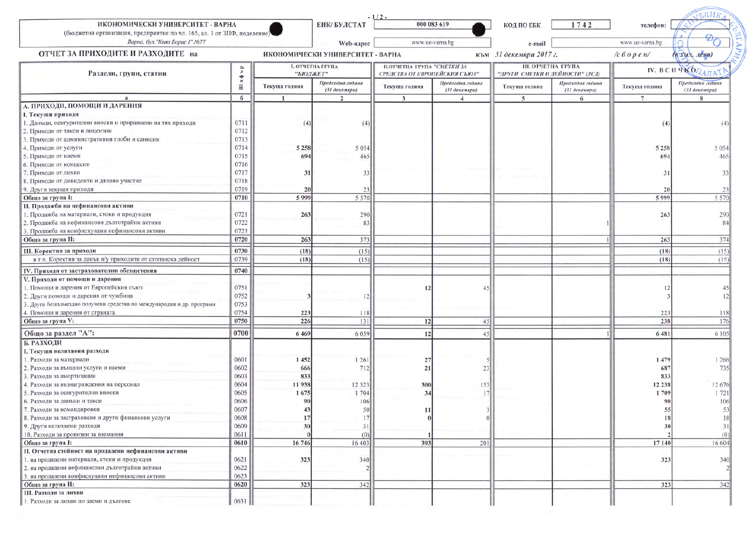| ИКОНОМИЧЕСКИ УНИВЕРСИТЕТ - ВАРНА (бюджетна организация, предприятие по чл. 165, ал. 1 от ЗПФ, поделение) Варна, бул."Княз Борис I" №77 | ЕИК/ БУЛСТАТ | 000 083 619 | КОД ПО ЕБК | 1742 | телефон: |
|---|---|---|---|---|---|
| | Web-адрес | www.ue-varna.bg | e-mail | www.ue-varna.bg | |

**ОТЧЕТ ЗА ПРИХОДИТЕ И РАЗХОДИТЕ на** ИКОНОМИЧЕСКИ УНИВЕРСИТЕТ - ВАРНА към *31 декември 2017 г.* */с б о р е н/* *(в хил. лева)*

| Раздели, групи, статии | Шифър | I. ОТЧЕТНА ГРУПА "БЮДЖЕТ" | | II. ОТЧЕТНА ГРУПА "СМЕТКИ ЗА СРЕДСТВА ОТ ЕВРОПЕЙСКИЯ СЪЮЗ" | | III. ОТЧЕТНА ГРУПА "ДРУГИ СМЕТКИ И ДЕЙНОСТИ" (ДСД) | | IV. ВСИЧКО | |
|---|---|---|---|---|---|---|---|---|---|
| | | Текуща година | *Предходна година (31 декември)* | Текуща година | *Предходна година (31 декември)* | Текуща година | *Предходна година (31 декември)* | Текуща година | *Предходна година (31 декември)* |
| а | б | 1 | 2 | 3 | 4 | 5 | 6 | 7 | 8 |
| **А. ПРИХОДИ, ПОМОЩИ И ДАРЕНИЯ** | | | | | | | | | |
| **I. Текущи приходи** | | | | | | | | | |
| 1. Данъци, осигурителни вноски и приравнени на тях приходи | 0711 | (4) | (4) | | | | | (4) | (4) |
| 2. Приходи от такси и лицензии | 0712 | | | | | | | | |
| 3. Приходи от административни глоби и санкции | 0713 | | | | | | | | |
| 4. Приходи от услуги | 0714 | 5 258 | 5 054 | | | | | 5 258 | 5 054 |
| 5. Приходи от наеми | 0715 | 694 | 465 | | | | | 694 | 465 |
| 6. Приходи от концесии | 0716 | | | | | | | | |
| 7. Приходи от лихви | 0717 | 31 | 33 | | | | | 31 | 33 |
| 8. Приходи от дивиденти и дялово участие | 0718 | | | | | | | | |
| 9. Други текущи приходи | 0719 | 20 | 23 | | | | | 20 | 23 |
| **Общо за група I:** | **0710** | 5 999 | 5 570 | | | | | 5 999 | 5 570 |
| **II. Продажби на нефинансови активи** | | | | | | | | | |
| 1. Продажба на материали, стоки и продукция | 0721 | 263 | 290 | | | | | 263 | 290 |
| 2. Продажба на нефинансови дълготрайни активи | 0722 | | 83 | | | | 1 | | 84 |
| 3. Продажба на конфискувани нефинансови активи | 0723 | | | | | | | | |
| **Общо за група II:** | **0720** | 263 | 373 | | | | 1 | 263 | 374 |
| **III. Коректив за приходи** | **0730** | (18) | (15) | | | | | (18) | (15) |
| в т.ч. Коректив за данък в/у приходите от стопанска дейност | 0739 | (18) | (15) | | | | | (18) | (15) |
| **IV. Приходи от застрахователни обезщетения** | **0740** | | | | | | | | |
| **V. Приходи от помощи и дарения** | | | | | | | | | |
| 1. Помощи и дарения от Европейския съюз | 0751 | | | 12 | 45 | | | 12 | 45 |
| 2. Други помощи и дарения от чужбина | 0752 | 3 | 12 | | | | | 3 | 12 |
| 3. Други безвъзмездно получени средства по международни и др. програми | 0753 | | | | | | | | |
| 4. Помощи и дарения от страната | 0754 | 223 | 118 | | | | | 223 | 118 |
| **Общо за група V:** | **0750** | 226 | 131 | 12 | 45 | | | 238 | 176 |
| **Общо за раздел "А":** | **0700** | 6 469 | 6 059 | 12 | 45 | | 1 | 6 481 | 6 105 |
| **Б. РАЗХОДИ** | | | | | | | | | |
| **I. Текущи нелихвени разходи** | | | | | | | | | |
| 1. Разходи за материали | 0601 | 1 452 | 1 261 | 27 | 5 | | | 1 479 | 1 266 |
| 2. Разходи за външни услуги и наеми | 0602 | 666 | 712 | 21 | 23 | | | 687 | 735 |
| 3. Разходи за амортизации | 0603 | 833 | | | | | | 833 | |
| 4. Разходи за възнаграждения на персонал | 0604 | 11 938 | 12 523 | 300 | 153 | | | 12 238 | 12 676 |
| 5. Разходи за осигурителни вноски | 0605 | 1 675 | 1 704 | 34 | 17 | | | 1 709 | 1 721 |
| 6. Разходи за данъци и такси | 0606 | 90 | 106 | | | | | 90 | 106 |
| 7. Разходи за командировки | 0607 | 43 | 50 | 11 | 3 | | | 55 | 53 |
| 8. Разходи за застраховане и други финансови услуги | 0608 | 17 | 17 | 0 | 0 | | | 18 | 18 |
| 9. Други нелихвени разходи | 0609 | 30 | 31 | | | | | 30 | 31 |
| 10. Разходи за провизии за вземания | 0611 | 0 | (0) | 1 | | | | 2 | (0) |
| **Общо за група I:** | **0610** | 16 746 | 16 403 | 393 | 201 | | | 17 140 | 16 604 |
| **II. Отчетна стойност на продадени нефинансови активи** | | | | | | | | | |
| 1. на продадени материали, стоки и продукция | 0621 | 323 | 340 | | | | | 323 | 340 |
| 2. на продадени нефинансови дълготрайни активи | 0622 | | 2 | | | | | | 2 |
| 3. на продадени конфискувани нефинансови активи | 0623 | | | | | | | | |
| **Общо за група II:** | **0620** | 323 | 342 | | | | | 323 | 342 |
| **III. Разходи за лихви** | | | | | | | | | |
| 1. Разходи за лихви по заеми и дългове | 0631 | | | | | | | | |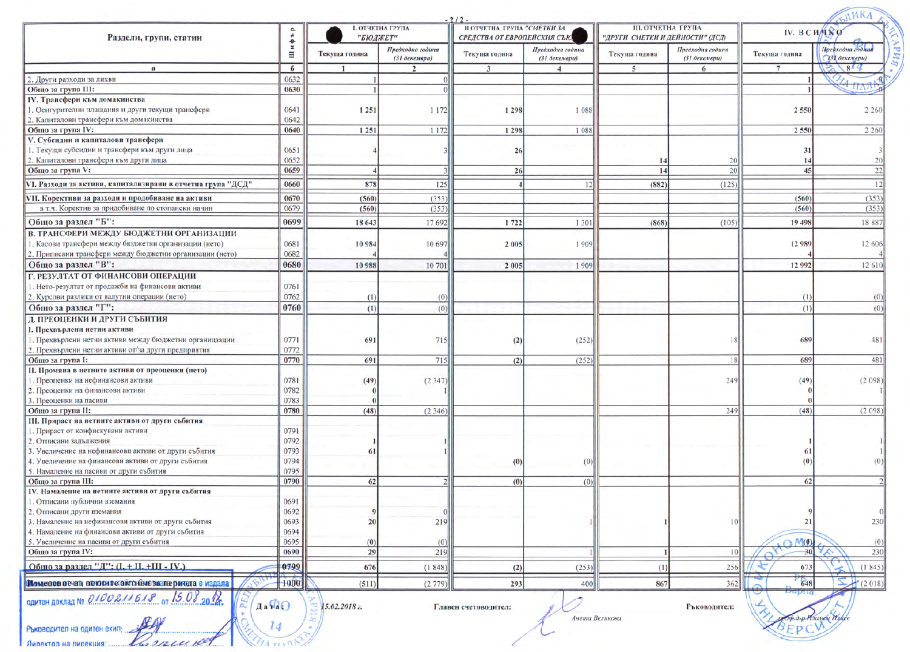| Раздели, групи, статии | Шифър | I. ОТЧЕТНА ГРУПА "БЮДЖЕТ" | | II. ОТЧЕТНА ГРУПА "СМЕТКИ ЗА СРЕДСТВА ОТ ЕВРОПЕЙСКИЯ СЪЮЗ" | | III. ОТЧЕТНА ГРУПА "ДРУГИ СМЕТКИ И ДЕЙНОСТИ" (ДСД) | | IV. ВСИЧКО | |
|---|---|---|---|---|---|---|---|---|---|
| | | Текуща година | Предходна година (31 декември) | Текуща година | Предходна година (31 декември) | Текуща година | Предходна година (31 декември) | Текуща година | Предходна година (31 декември) |
| а | б | 1 | 2 | 3 | 4 | 5 | 6 | 7 | 8 |
| 2. Други разходи за лихви | 0632 | 1 | 0 | | | | | 1 | 0 |
| **Общо за група III:** | 0630 | 1 | 0 | | | | | 1 | 0 |
| **IV. Трансфери към домакинства** | | | | | | | | | |
| 1. Осигурителни плащания и други текущи трансфери | 0641 | 1 251 | 1 172 | 1 298 | 1 088 | | | 2 550 | 2 260 |
| 2. Капиталови трансфери към домакинства | 0642 | | | | | | | | |
| **Общо за група IV:** | 0640 | 1 251 | 1 172 | 1 298 | 1 088 | | | 2 550 | 2 260 |
| **V. Субсидии и капиталови трансфери** | | | | | | | | | |
| 1. Текущи субсидии и трансфери към други лица | 0651 | 4 | 3 | 26 | | | | 31 | 3 |
| 2. Капиталови трансфери към други лица | 0652 | | | | | 14 | 20 | 14 | 20 |
| **Общо за група V:** | 0659 | 4 | 3 | 26 | | 14 | 20 | 45 | 22 |
| **VI. Разходи за активи, капитализирани в отчетна група "ДСД"** | 0660 | 878 | 125 | 4 | 12 | (882) | (125) | | 12 |
| **VII. Корективи за разходи и придобиване на активи** | 0670 | (560) | (353) | | | | | (560) | (353) |
| в т.ч. Коректив за придобиване по стопански начин | 0679 | (560) | (353) | | | | | (560) | (353) |
| **Общо за раздел "Б":** | 0699 | 18 643 | 17 692 | 1 722 | 1 301 | (868) | (105) | 19 498 | 18 887 |
| **В. ТРАНСФЕРИ МЕЖДУ БЮДЖЕТНИ ОРГАНИЗАЦИИ** | | | | | | | | | |
| 1. Касови трансфери между бюджетни организации (нето) | 0681 | 10 984 | 10 697 | 2 005 | 1 909 | | | 12 989 | 12 606 |
| 2. Приписани трансфери между бюджетни организации (нето) | 0682 | 4 | 4 | | | | | 4 | 4 |
| **Общо за раздел "В":** | 0680 | 10 988 | 10 701 | 2 005 | 1 909 | | | 12 992 | 12 610 |
| **Г. РЕЗУЛТАТ ОТ ФИНАНСОВИ ОПЕРАЦИИ** | | | | | | | | | |
| 1. Нето-резултат от продажби на финансови активи | 0761 | | | | | | | | |
| 2. Курсови разлики от валутни операции (нето) | 0762 | (1) | (0) | | | | | (1) | (0) |
| **Общо за раздел "Г":** | 0760 | (1) | (0) | | | | | (1) | (0) |
| **Д. ПРЕОЦЕНКИ И ДРУГИ СЪБИТИЯ** | | | | | | | | | |
| **I. Прехвърлени нетни активи** | | | | | | | | | |
| 1. Прехвърлени нетни активи между бюджетни организации | 0771 | 691 | 715 | (2) | (252) | | 18 | 689 | 481 |
| 2. Прехвърлени нетни активи от/за други предприятия | 0772 | | | | | | | | |
| **Общо за група I:** | 0770 | 691 | 715 | (2) | (252) | | 18 | 689 | 481 |
| **II. Промяна в нетните активи от преоценки (нето)** | | | | | | | | | |
| 1. Преоценки на нефинансови активи | 0781 | (49) | (2 347) | | | | 249 | (49) | (2 098) |
| 2. Преоценки на финансови активи | 0782 | 0 | 1 | | | | | 0 | 1 |
| 3. Преоценки на пасиви | 0783 | 0 | | | | | | 0 | |
| **Общо за група II:** | 0780 | (48) | (2 346) | | | | 249 | (48) | (2 098) |
| **III. Прираст на нетните активи от други събития** | | | | | | | | | |
| 1. Прираст от конфискувани активи | 0791 | | | | | | | | |
| 2. Отписани задължения | 0792 | 1 | 1 | | | | | 1 | 1 |
| 3. Увеличение на нефинансови активи от други събития | 0793 | 61 | 1 | | | | | 61 | 1 |
| 4. Увеличение на финансови активи от други събития | 0794 | | | (0) | (0) | | | (0) | (0) |
| 5. Намаление на пасиви от други събития | 0795 | | | | | | | | |
| **Общо за група III:** | 0790 | 62 | 2 | (0) | (0) | | | 62 | 2 |
| **IV. Намаление на нетните активи от други събития** | | | | | | | | | |
| 1. Отписани публични вземания | 0691 | | | | | | | | |
| 2. Отписани други вземания | 0692 | 9 | 0 | | | | | 9 | 0 |
| 3. Намаление на нефинансови активи от други събития | 0693 | 20 | 219 | | 1 | 1 | 10 | 21 | 230 |
| 4. Намаление на финансови активи от други събития | 0694 | | | | | | | | |
| 5. Увеличение на пасиви от други събития | 0695 | (0) | (0) | | | | | (0) | (0) |
| **Общо за група IV:** | 0690 | 29 | 219 | | 1 | 1 | 10 | 30 | 230 |
| **Общо за раздел "Д": (I. + II. +III - IV.)** | 0799 | 676 | (1 848) | (2) | (253) | (1) | 256 | 673 | (1 845) |
| **Изменение на нетните активи за периода** | 1000 | (511) | (2 779) | 293 | 400 | 867 | 362 | 648 | (2 018) |

Дата: 15.02.2018 г.

Главен счетоводител: Анета Великова

Ръководител: проф. д-р Пламен Илиев

Наименование печат, поставен от Сметната палата и издадения одитен доклад № 0100211618 от 15.08.2018

Ръководител на одитен екип: ...

Директор на дирекция: ...